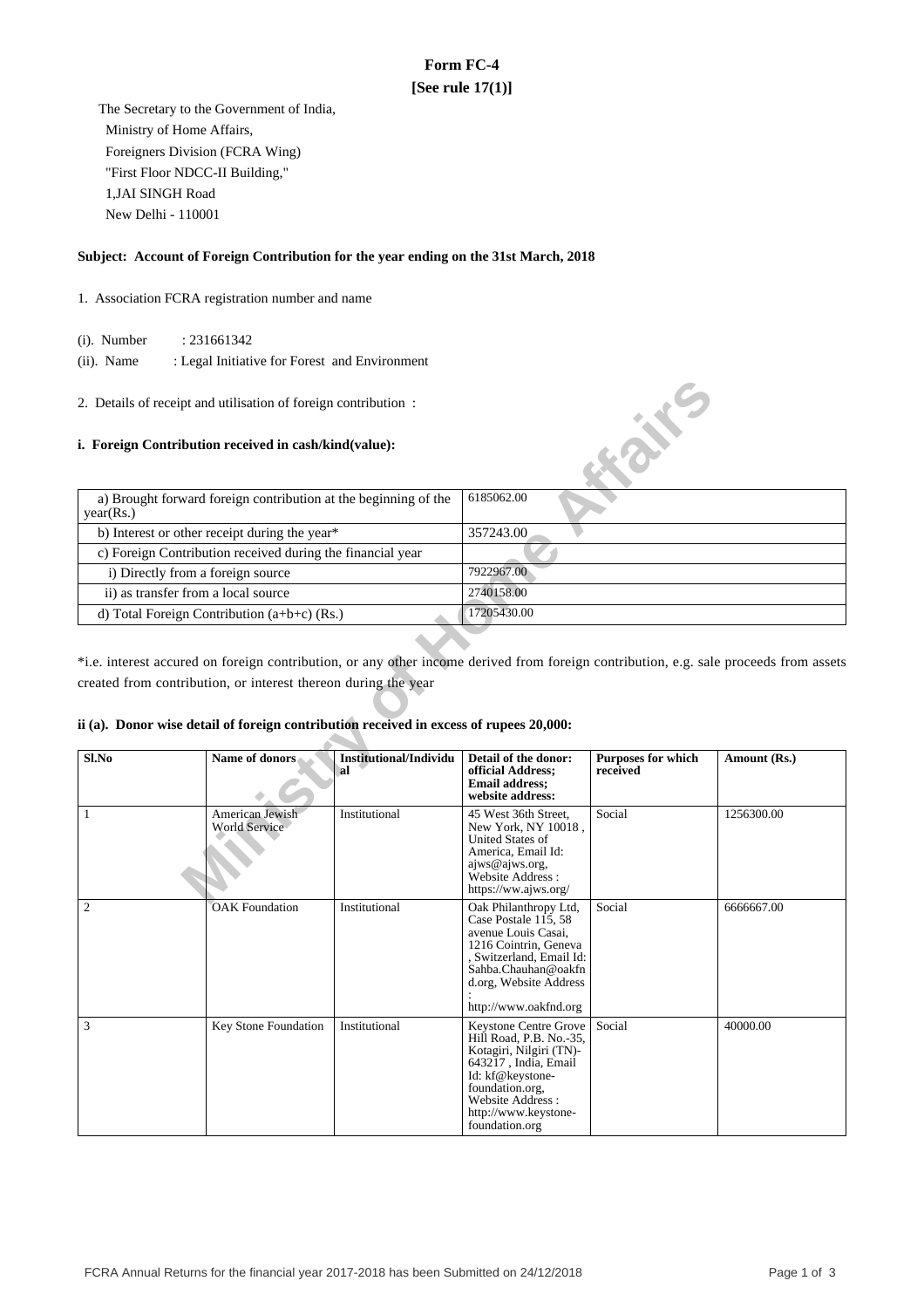# Form FC-4
**[See rule 17(1)]**

The Secretary to the Government of India,
Ministry of Home Affairs,
Foreigners Division (FCRA Wing)
"First Floor NDCC-II Building,"
1,JAI SINGH Road
New Delhi - 110001

**Subject: Account of Foreign Contribution for the year ending on the 31st March, 2018**

1. Association FCRA registration number and name

(i). Number : 231661342

(ii). Name : Legal Initiative for Forest and Environment

2. Details of receipt and utilisation of foreign contribution :

**i. Foreign Contribution received in cash/kind(value):**

| | |
|---|---|
| a) Brought forward foreign contribution at the beginning of the year(Rs.) | 6185062.00 |
| b) Interest or other receipt during the year* | 357243.00 |
| c) Foreign Contribution received during the financial year | |
| i) Directly from a foreign source | 7922967.00 |
| ii) as transfer from a local source | 2740158.00 |
| d) Total Foreign Contribution (a+b+c) (Rs.) | 17205430.00 |

*i.e. interest accured on foreign contribution, or any other income derived from foreign contribution, e.g. sale proceeds from assets created from contribution, or interest thereon during the year

**ii (a). Donor wise detail of foreign contribution received in excess of rupees 20,000:**

| Sl.No | Name of donors | Institutional/Individual | Detail of the donor: official Address; Email address; website address: | Purposes for which received | Amount (Rs.) |
|---|---|---|---|---|---|
| 1 | American Jewish World Service | Institutional | 45 West 36th Street, New York, NY 10018 , United States of America, Email Id: ajws@ajws.org, Website Address : https://ww.ajws.org/ | Social | 1256300.00 |
| 2 | OAK Foundation | Institutional | Oak Philanthropy Ltd, Case Postale 115, 58 avenue Louis Casai, 1216 Cointrin, Geneva , Switzerland, Email Id: Sahba.Chauhan@oakfnd.org, Website Address : http://www.oakfnd.org | Social | 6666667.00 |
| 3 | Key Stone Foundation | Institutional | Keystone Centre Grove Hill Road, P.B. No.-35, Kotagiri, Nilgiri (TN)-643217 , India, Email Id: kf@keystone-foundation.org, Website Address : http://www.keystone-foundation.org | Social | 40000.00 |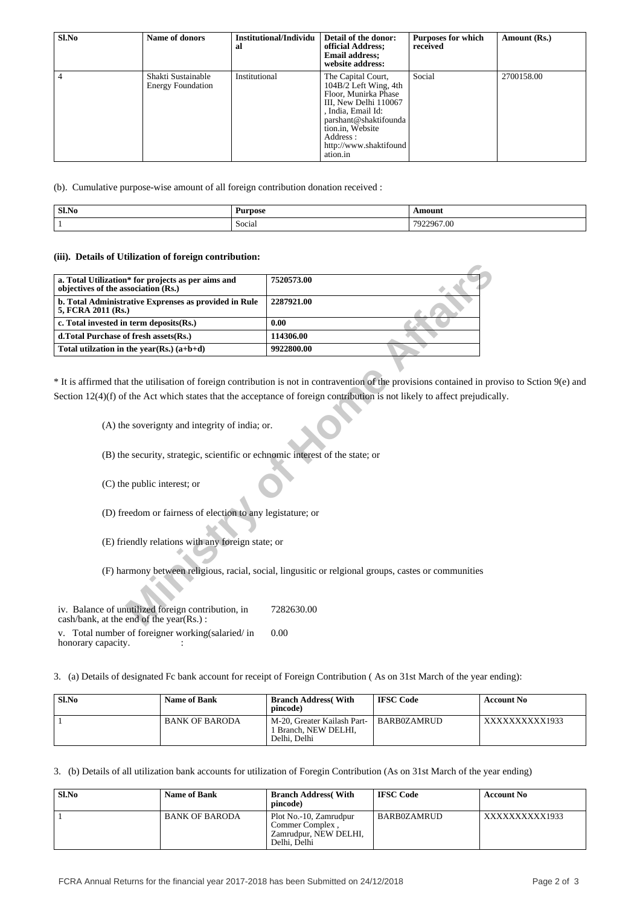| Sl.No | Name of donors | Institutional/Individual | Detail of the donor: official Address; Email address; website address: | Purposes for which received | Amount (Rs.) |
|---|---|---|---|---|---|
| 4 | Shakti Sustainable Energy Foundation | Institutional | The Capital Court, 104B/2 Left Wing, 4th Floor, Munirka Phase III, New Delhi 110067 , India, Email Id: parshant@shaktifoundation.in, Website Address : http://www.shaktifoundation.in | Social | 2700158.00 |

(b). Cumulative purpose-wise amount of all foreign contribution donation received :

| Sl.No | Purpose | Amount |
|---|---|---|
| 1 | Social | 7922967.00 |

**(iii). Details of Utilization of foreign contribution:**

| | |
|---|---|
| **a. Total Utilization* for projects as per aims and objectives of the association (Rs.)** | **7520573.00** |
| **b. Total Administrative Exprenses as provided in Rule 5, FCRA 2011 (Rs.)** | **2287921.00** |
| **c. Total invested in term deposits(Rs.)** | **0.00** |
| **d.Total Purchase of fresh assets(Rs.)** | **114306.00** |
| **Total utilzation in the year(Rs.) (a+b+d)** | **9922800.00** |

* It is affirmed that the utilisation of foreign contribution is not in contravention of the provisions contained in proviso to Sction 9(e) and Section 12(4)(f) of the Act which states that the acceptance of foreign contribution is not likely to affect prejudically.

(A) the soverignty and integrity of india; or.

(B) the security, strategic, scientific or echnomic interest of the state; or

(C) the public interest; or

(D) freedom or fairness of election to any legistature; or

(E) friendly relations with any foreign state; or

(F) harmony between religious, racial, social, lingusitic or relgional groups, castes or communities

iv. Balance of unutilized foreign contribution, in cash/bank, at the end of the year(Rs.) : 7282630.00

v. Total number of foreigner working(salaried/ in honorary capacity. : 0.00

3. (a) Details of designated Fc bank account for receipt of Foreign Contribution ( As on 31st March of the year ending):

| Sl.No | Name of Bank | Branch Address( With pincode) | IFSC Code | Account No |
|---|---|---|---|---|
| 1 | BANK OF BARODA | M-20, Greater Kailash Part-1 Branch, NEW DELHI, Delhi, Delhi | BARB0ZAMRUD | XXXXXXXXXX1933 |

3. (b) Details of all utilization bank accounts for utilization of Foregin Contribution (As on 31st March of the year ending)

| Sl.No | Name of Bank | Branch Address( With pincode) | IFSC Code | Account No |
|---|---|---|---|---|
| 1 | BANK OF BARODA | Plot No.-10, Zamrudpur Commer Complex , Zamrudpur, NEW DELHI, Delhi, Delhi | BARB0ZAMRUD | XXXXXXXXXX1933 |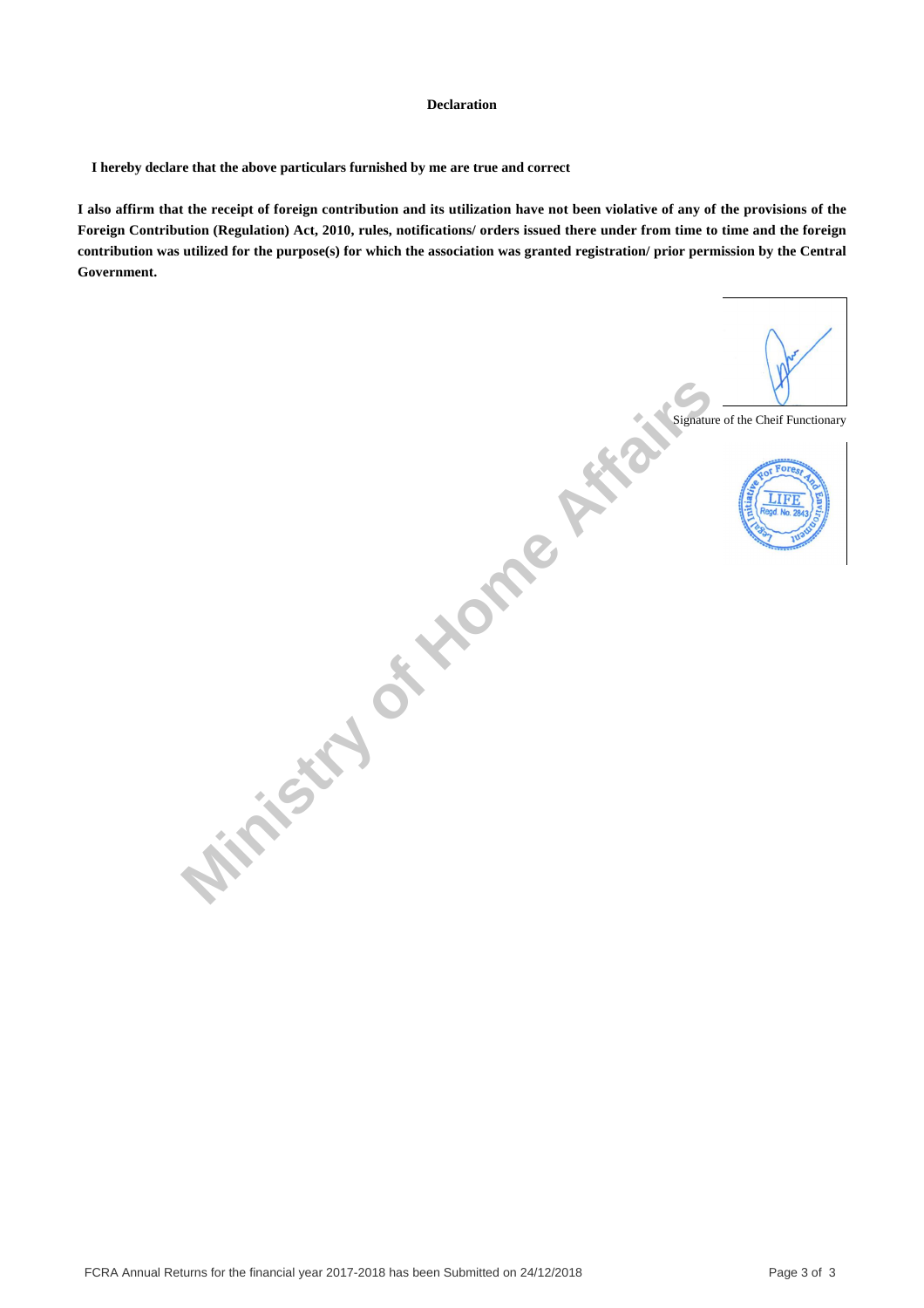**Declaration**

**I hereby declare that the above particulars furnished by me are true and correct**

**I also affirm that the receipt of foreign contribution and its utilization have not been violative of any of the provisions of the Foreign Contribution (Regulation) Act, 2010, rules, notifications/ orders issued there under from time to time and the foreign contribution was utilized for the purpose(s) for which the association was granted registration/ prior permission by the Central Government.**

Signature of the Cheif Functionary

FCRA Annual Returns for the financial year 2017-2018 has been Submitted on 24/12/2018